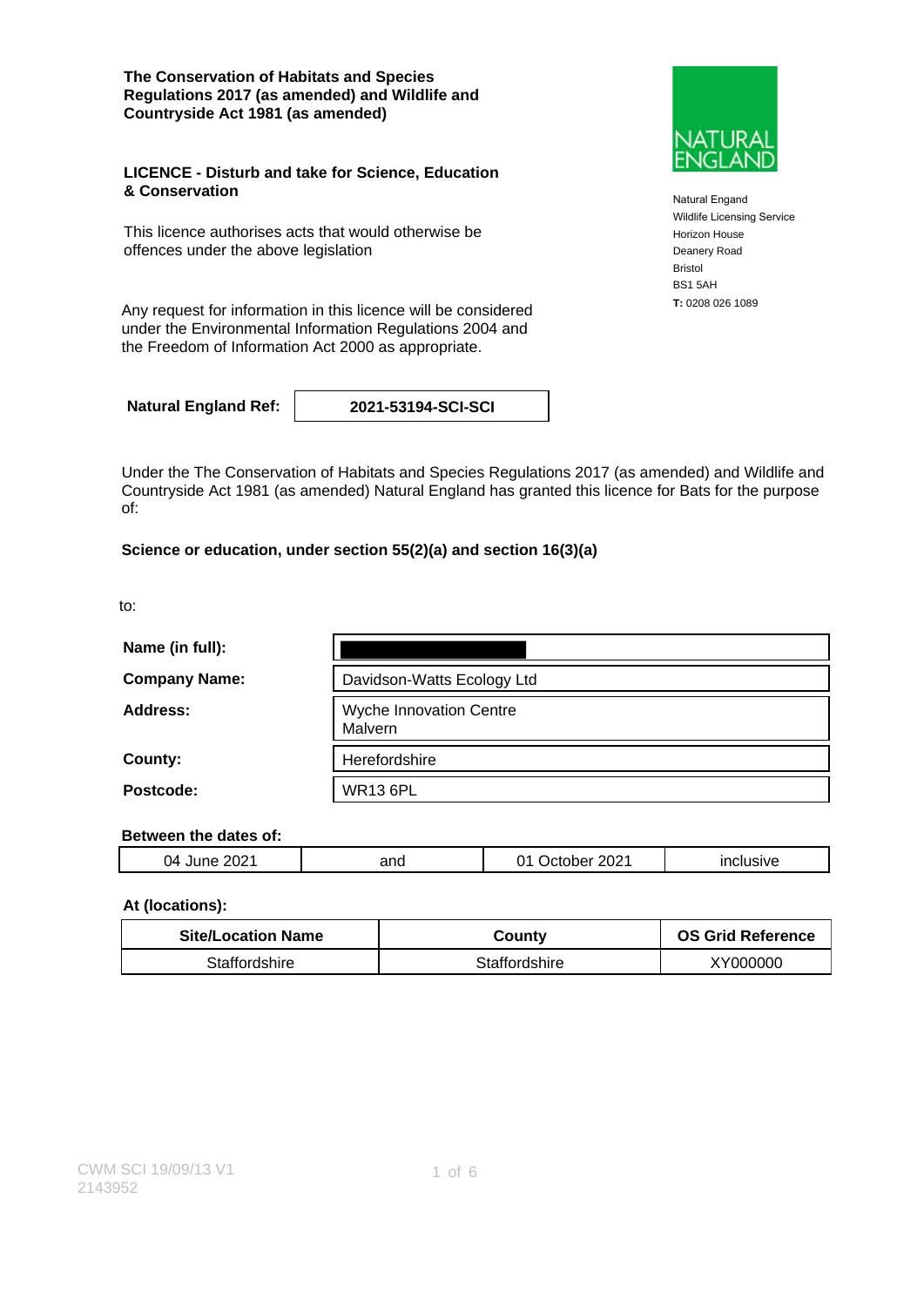**The Conservation of Habitats and Species Regulations 2017 (as amended) and Wildlife and Countryside Act 1981 (as amended)**

Natural Engand
Wildlife Licensing Service
Horizon House
Deanery Road
Bristol
BS1 5AH
**T:** 0208 026 1089

**LICENCE - Disturb and take for Science, Education & Conservation**

This licence authorises acts that would otherwise be offences under the above legislation

Any request for information in this licence will be considered under the Environmental Information Regulations 2004 and the Freedom of Information Act 2000 as appropriate.

| **Natural England Ref:** | **2021-53194-SCI-SCI** |
|---|---|

Under the The Conservation of Habitats and Species Regulations 2017 (as amended) and Wildlife and Countryside Act 1981 (as amended) Natural England has granted this licence for Bats for the purpose of:

**Science or education, under section 55(2)(a) and section 16(3)(a)**

to:

| | |
|---|---|
| **Name (in full):** | |
| **Company Name:** | Davidson-Watts Ecology Ltd |
| **Address:** | Wyche Innovation Centre Malvern |
| **County:** | Herefordshire |
| **Postcode:** | WR13 6PL |

**Between the dates of:**

| | | | |
|---|---|---|---|
| 04 June 2021 | and | 01 October 2021 | inclusive |

**At (locations):**

| Site/Location Name | County | OS Grid Reference |
|---|---|---|
| Staffordshire | Staffordshire | XY000000 |

CWM SCI 19/09/13 V1
2143952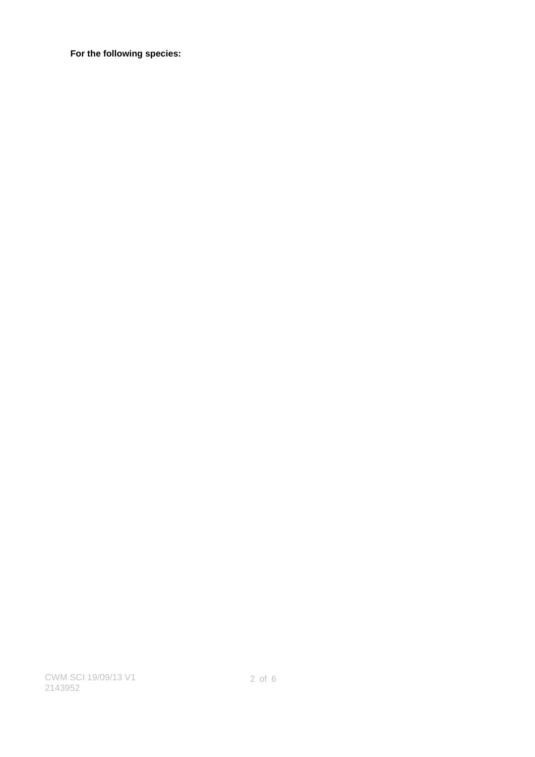**For the following species:**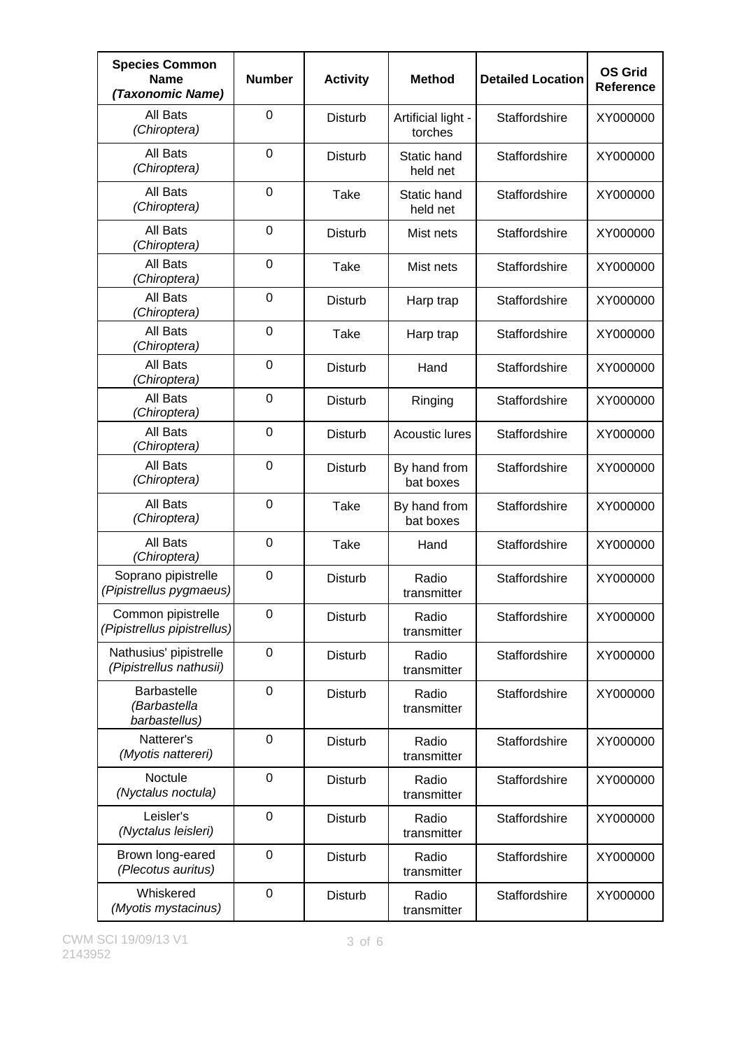| **Species Common Name *(Taxonomic Name)*** | **Number** | **Activity** | **Method** | **Detailed Location** | **OS Grid Reference** |
|---|---|---|---|---|---|
| All Bats *(Chiroptera)* | 0 | Disturb | Artificial light - torches | Staffordshire | XY000000 |
| All Bats *(Chiroptera)* | 0 | Disturb | Static hand held net | Staffordshire | XY000000 |
| All Bats *(Chiroptera)* | 0 | Take | Static hand held net | Staffordshire | XY000000 |
| All Bats *(Chiroptera)* | 0 | Disturb | Mist nets | Staffordshire | XY000000 |
| All Bats *(Chiroptera)* | 0 | Take | Mist nets | Staffordshire | XY000000 |
| All Bats *(Chiroptera)* | 0 | Disturb | Harp trap | Staffordshire | XY000000 |
| All Bats *(Chiroptera)* | 0 | Take | Harp trap | Staffordshire | XY000000 |
| All Bats *(Chiroptera)* | 0 | Disturb | Hand | Staffordshire | XY000000 |
| All Bats *(Chiroptera)* | 0 | Disturb | Ringing | Staffordshire | XY000000 |
| All Bats *(Chiroptera)* | 0 | Disturb | Acoustic lures | Staffordshire | XY000000 |
| All Bats *(Chiroptera)* | 0 | Disturb | By hand from bat boxes | Staffordshire | XY000000 |
| All Bats *(Chiroptera)* | 0 | Take | By hand from bat boxes | Staffordshire | XY000000 |
| All Bats *(Chiroptera)* | 0 | Take | Hand | Staffordshire | XY000000 |
| Soprano pipistrelle *(Pipistrellus pygmaeus)* | 0 | Disturb | Radio transmitter | Staffordshire | XY000000 |
| Common pipistrelle *(Pipistrellus pipistrellus)* | 0 | Disturb | Radio transmitter | Staffordshire | XY000000 |
| Nathusius' pipistrelle *(Pipistrellus nathusii)* | 0 | Disturb | Radio transmitter | Staffordshire | XY000000 |
| Barbastelle *(Barbastella barbastellus)* | 0 | Disturb | Radio transmitter | Staffordshire | XY000000 |
| Natterer's *(Myotis nattereri)* | 0 | Disturb | Radio transmitter | Staffordshire | XY000000 |
| Noctule *(Nyctalus noctula)* | 0 | Disturb | Radio transmitter | Staffordshire | XY000000 |
| Leisler's *(Nyctalus leisleri)* | 0 | Disturb | Radio transmitter | Staffordshire | XY000000 |
| Brown long-eared *(Plecotus auritus)* | 0 | Disturb | Radio transmitter | Staffordshire | XY000000 |
| Whiskered *(Myotis mystacinus)* | 0 | Disturb | Radio transmitter | Staffordshire | XY000000 |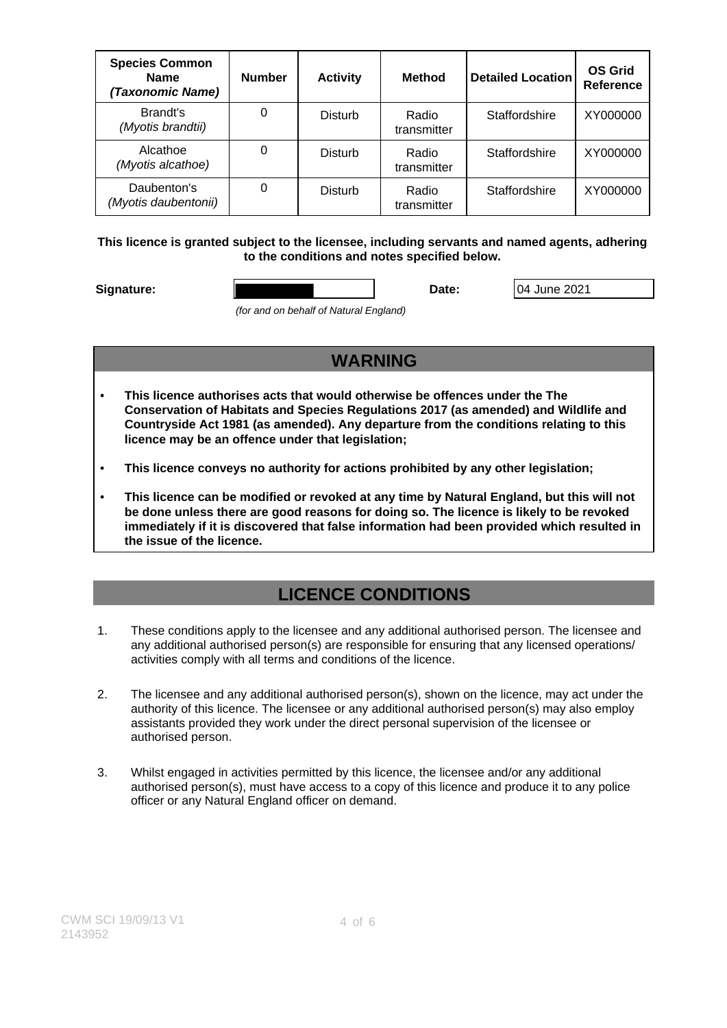| Species Common Name *(Taxonomic Name)* | Number | Activity | Method | Detailed Location | OS Grid Reference |
|---|---|---|---|---|---|
| Brandt's *(Myotis brandtii)* | 0 | Disturb | Radio transmitter | Staffordshire | XY000000 |
| Alcathoe *(Myotis alcathoe)* | 0 | Disturb | Radio transmitter | Staffordshire | XY000000 |
| Daubenton's *(Myotis daubentonii)* | 0 | Disturb | Radio transmitter | Staffordshire | XY000000 |

**This licence is granted subject to the licensee, including servants and named agents, adhering to the conditions and notes specified below.**

**Signature:** [redacted] *(for and on behalf of Natural England)*

**Date:** 04 June 2021

## WARNING

- **This licence authorises acts that would otherwise be offences under the The Conservation of Habitats and Species Regulations 2017 (as amended) and Wildlife and Countryside Act 1981 (as amended). Any departure from the conditions relating to this licence may be an offence under that legislation;**
- **This licence conveys no authority for actions prohibited by any other legislation;**
- **This licence can be modified or revoked at any time by Natural England, but this will not be done unless there are good reasons for doing so. The licence is likely to be revoked immediately if it is discovered that false information had been provided which resulted in the issue of the licence.**

## LICENCE CONDITIONS

1. These conditions apply to the licensee and any additional authorised person. The licensee and any additional authorised person(s) are responsible for ensuring that any licensed operations/ activities comply with all terms and conditions of the licence.

2. The licensee and any additional authorised person(s), shown on the licence, may act under the authority of this licence. The licensee or any additional authorised person(s) may also employ assistants provided they work under the direct personal supervision of the licensee or authorised person.

3. Whilst engaged in activities permitted by this licence, the licensee and/or any additional authorised person(s), must have access to a copy of this licence and produce it to any police officer or any Natural England officer on demand.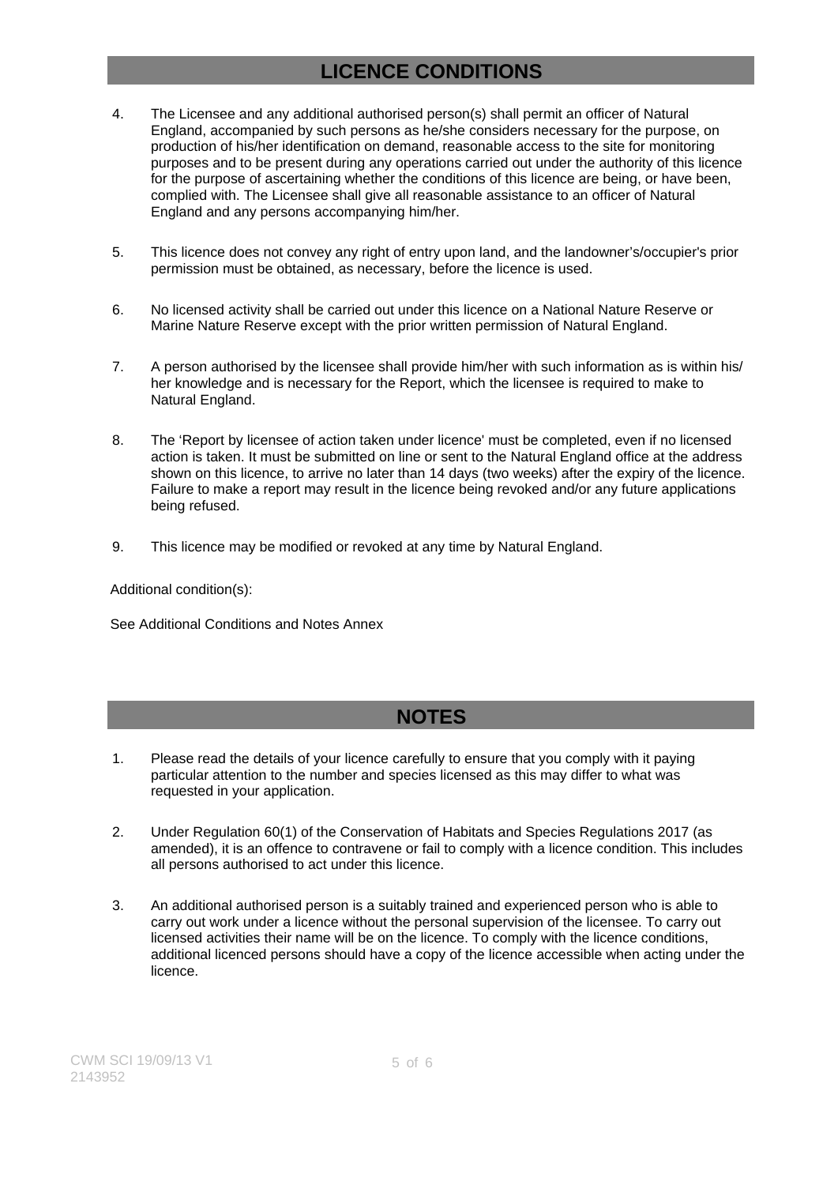## LICENCE CONDITIONS

4. The Licensee and any additional authorised person(s) shall permit an officer of Natural England, accompanied by such persons as he/she considers necessary for the purpose, on production of his/her identification on demand, reasonable access to the site for monitoring purposes and to be present during any operations carried out under the authority of this licence for the purpose of ascertaining whether the conditions of this licence are being, or have been, complied with. The Licensee shall give all reasonable assistance to an officer of Natural England and any persons accompanying him/her.

5. This licence does not convey any right of entry upon land, and the landowner's/occupier's prior permission must be obtained, as necessary, before the licence is used.

6. No licensed activity shall be carried out under this licence on a National Nature Reserve or Marine Nature Reserve except with the prior written permission of Natural England.

7. A person authorised by the licensee shall provide him/her with such information as is within his/her knowledge and is necessary for the Report, which the licensee is required to make to Natural England.

8. The 'Report by licensee of action taken under licence' must be completed, even if no licensed action is taken. It must be submitted on line or sent to the Natural England office at the address shown on this licence, to arrive no later than 14 days (two weeks) after the expiry of the licence. Failure to make a report may result in the licence being revoked and/or any future applications being refused.

9. This licence may be modified or revoked at any time by Natural England.

Additional condition(s):

See Additional Conditions and Notes Annex

## NOTES

1. Please read the details of your licence carefully to ensure that you comply with it paying particular attention to the number and species licensed as this may differ to what was requested in your application.

2. Under Regulation 60(1) of the Conservation of Habitats and Species Regulations 2017 (as amended), it is an offence to contravene or fail to comply with a licence condition. This includes all persons authorised to act under this licence.

3. An additional authorised person is a suitably trained and experienced person who is able to carry out work under a licence without the personal supervision of the licensee. To carry out licensed activities their name will be on the licence. To comply with the licence conditions, additional licenced persons should have a copy of the licence accessible when acting under the licence.

CWM SCI 19/09/13 V1
2143952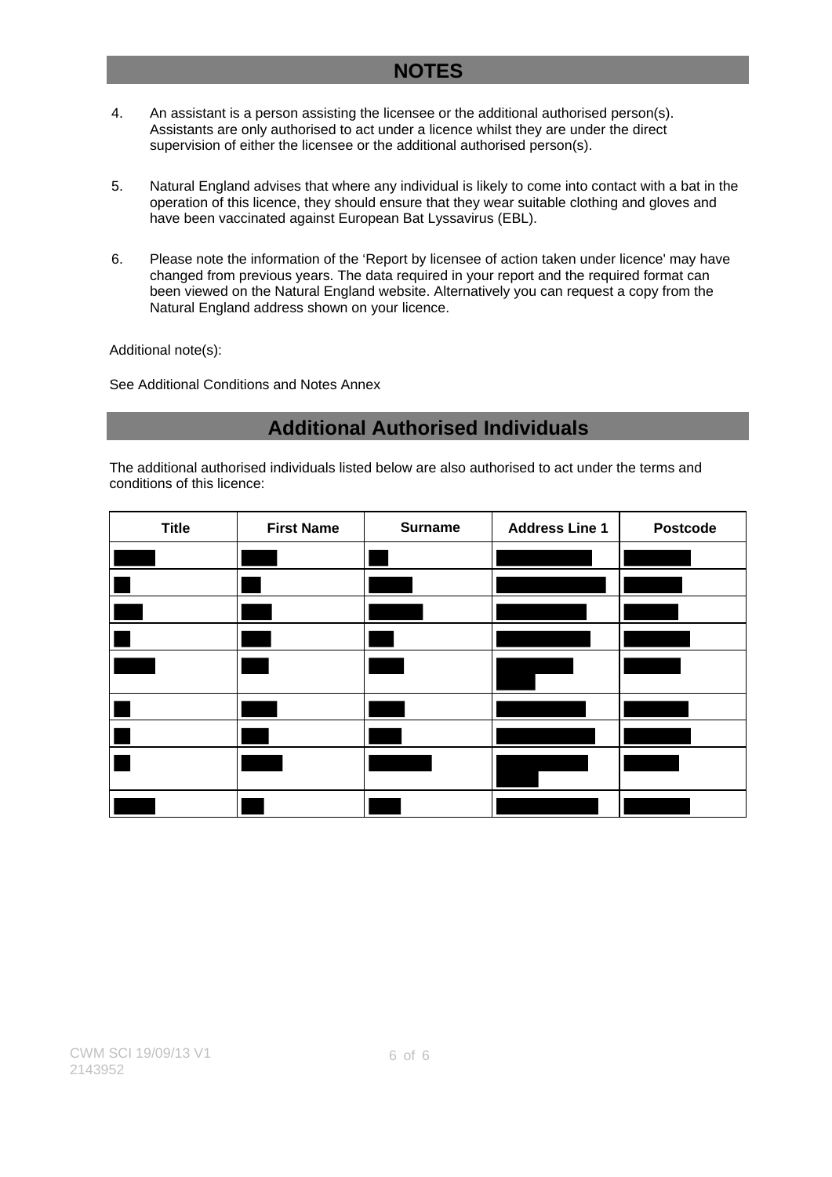## NOTES

4. An assistant is a person assisting the licensee or the additional authorised person(s). Assistants are only authorised to act under a licence whilst they are under the direct supervision of either the licensee or the additional authorised person(s).

5. Natural England advises that where any individual is likely to come into contact with a bat in the operation of this licence, they should ensure that they wear suitable clothing and gloves and have been vaccinated against European Bat Lyssavirus (EBL).

6. Please note the information of the 'Report by licensee of action taken under licence' may have changed from previous years. The data required in your report and the required format can been viewed on the Natural England website. Alternatively you can request a copy from the Natural England address shown on your licence.

Additional note(s):

See Additional Conditions and Notes Annex

## Additional Authorised Individuals

The additional authorised individuals listed below are also authorised to act under the terms and conditions of this licence:

| Title | First Name | Surname | Address Line 1 | Postcode |
|---|---|---|---|---|
| [REDACTED] | [REDACTED] | [REDACTED] | [REDACTED] | [REDACTED] |
| [REDACTED] | [REDACTED] | [REDACTED] | [REDACTED] | [REDACTED] |
| [REDACTED] | [REDACTED] | [REDACTED] | [REDACTED] | [REDACTED] |
| [REDACTED] | [REDACTED] | [REDACTED] | [REDACTED] | [REDACTED] |
| [REDACTED] | [REDACTED] | [REDACTED] | [REDACTED] | [REDACTED] |
| [REDACTED] | [REDACTED] | [REDACTED] | [REDACTED] | [REDACTED] |
| [REDACTED] | [REDACTED] | [REDACTED] | [REDACTED] | [REDACTED] |
| [REDACTED] | [REDACTED] | [REDACTED] | [REDACTED] | [REDACTED] |
| [REDACTED] | [REDACTED] | [REDACTED] | [REDACTED] | [REDACTED] |

CWM SCI 19/09/13 V1
2143952